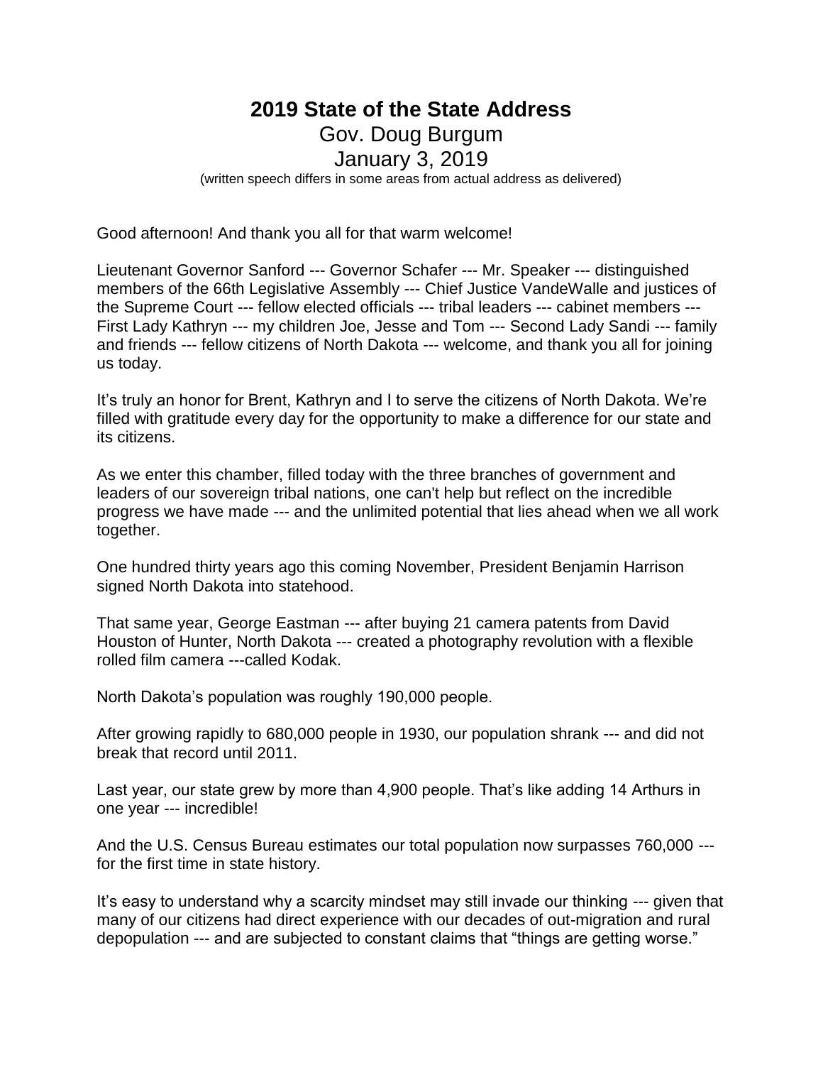# 2019 State of the State Address

## Gov. Doug Burgum

## January 3, 2019

(written speech differs in some areas from actual address as delivered)

Good afternoon! And thank you all for that warm welcome!

Lieutenant Governor Sanford --- Governor Schafer --- Mr. Speaker --- distinguished members of the 66th Legislative Assembly --- Chief Justice VandeWalle and justices of the Supreme Court --- fellow elected officials --- tribal leaders --- cabinet members --- First Lady Kathryn --- my children Joe, Jesse and Tom --- Second Lady Sandi --- family and friends --- fellow citizens of North Dakota --- welcome, and thank you all for joining us today.

It's truly an honor for Brent, Kathryn and I to serve the citizens of North Dakota. We're filled with gratitude every day for the opportunity to make a difference for our state and its citizens.

As we enter this chamber, filled today with the three branches of government and leaders of our sovereign tribal nations, one can't help but reflect on the incredible progress we have made --- and the unlimited potential that lies ahead when we all work together.

One hundred thirty years ago this coming November, President Benjamin Harrison signed North Dakota into statehood.

That same year, George Eastman --- after buying 21 camera patents from David Houston of Hunter, North Dakota --- created a photography revolution with a flexible rolled film camera ---called Kodak.

North Dakota's population was roughly 190,000 people.

After growing rapidly to 680,000 people in 1930, our population shrank --- and did not break that record until 2011.

Last year, our state grew by more than 4,900 people. That's like adding 14 Arthurs in one year --- incredible!

And the U.S. Census Bureau estimates our total population now surpasses 760,000 --- for the first time in state history.

It's easy to understand why a scarcity mindset may still invade our thinking --- given that many of our citizens had direct experience with our decades of out-migration and rural depopulation --- and are subjected to constant claims that "things are getting worse."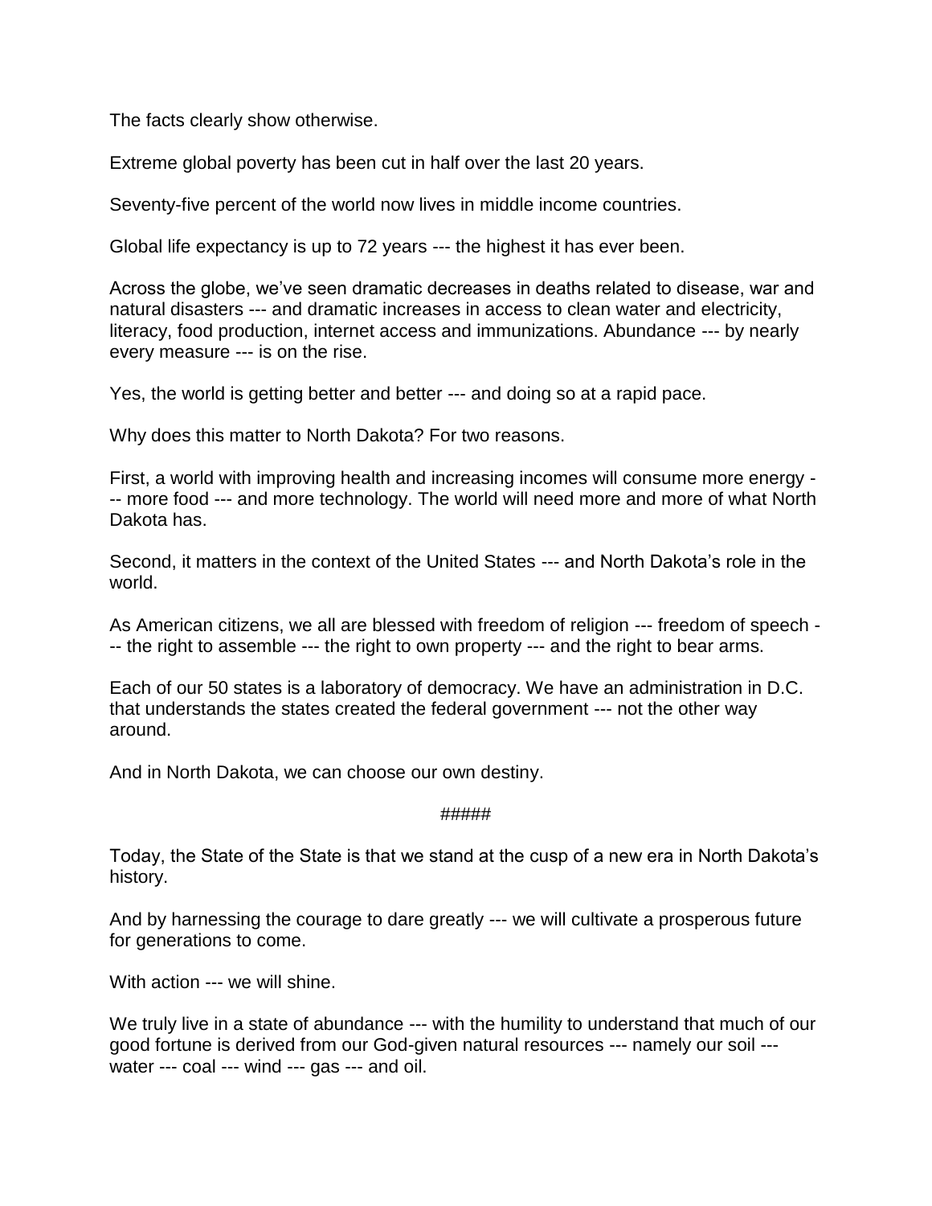The facts clearly show otherwise.

Extreme global poverty has been cut in half over the last 20 years.

Seventy-five percent of the world now lives in middle income countries.

Global life expectancy is up to 72 years --- the highest it has ever been.

Across the globe, we've seen dramatic decreases in deaths related to disease, war and natural disasters --- and dramatic increases in access to clean water and electricity, literacy, food production, internet access and immunizations. Abundance --- by nearly every measure --- is on the rise.

Yes, the world is getting better and better --- and doing so at a rapid pace.

Why does this matter to North Dakota? For two reasons.

First, a world with improving health and increasing incomes will consume more energy --- more food --- and more technology. The world will need more and more of what North Dakota has.

Second, it matters in the context of the United States --- and North Dakota's role in the world.

As American citizens, we all are blessed with freedom of religion --- freedom of speech --- the right to assemble --- the right to own property --- and the right to bear arms.

Each of our 50 states is a laboratory of democracy. We have an administration in D.C. that understands the states created the federal government --- not the other way around.

And in North Dakota, we can choose our own destiny.

#####

Today, the State of the State is that we stand at the cusp of a new era in North Dakota's history.

And by harnessing the courage to dare greatly --- we will cultivate a prosperous future for generations to come.

With action --- we will shine.

We truly live in a state of abundance --- with the humility to understand that much of our good fortune is derived from our God-given natural resources --- namely our soil --- water --- coal --- wind --- gas --- and oil.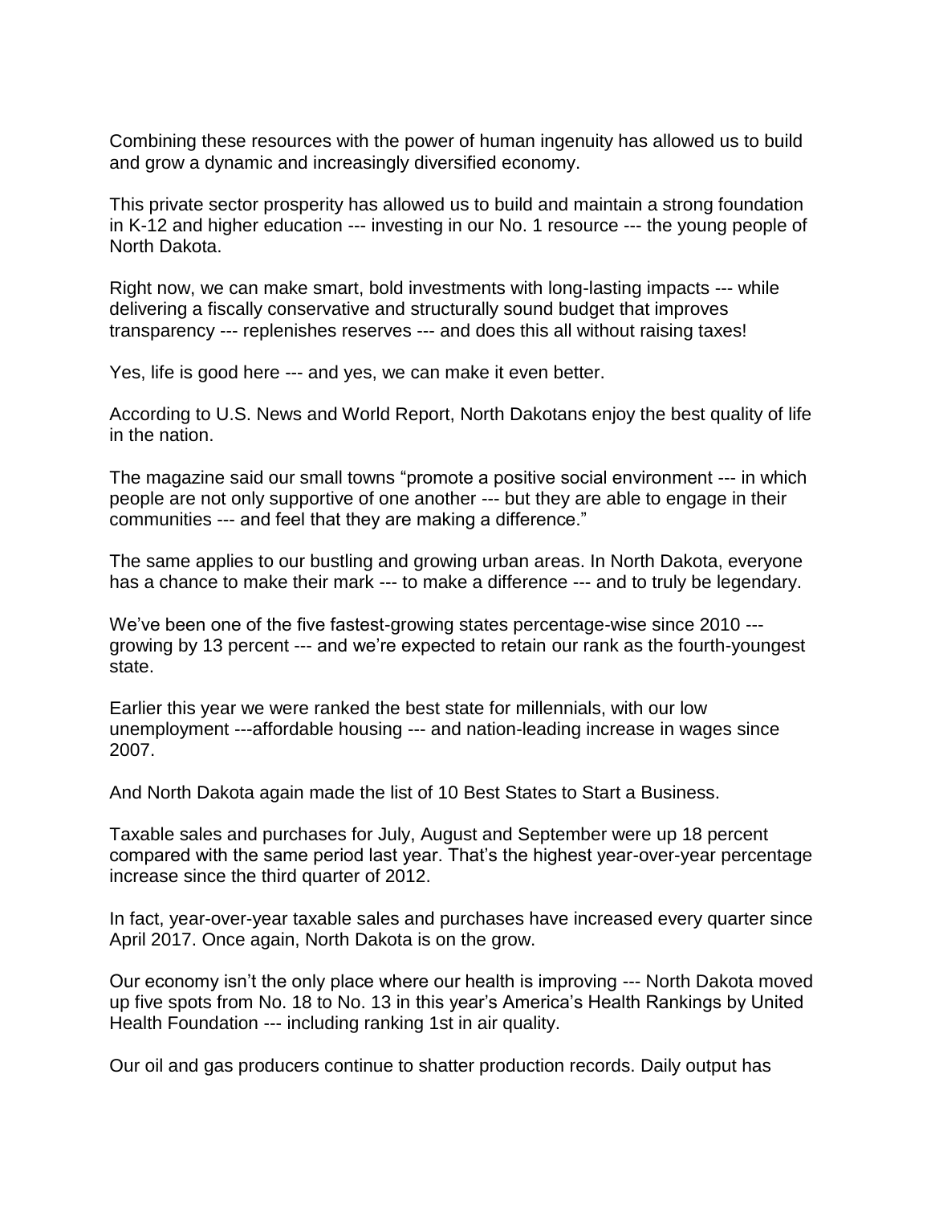Combining these resources with the power of human ingenuity has allowed us to build and grow a dynamic and increasingly diversified economy.

This private sector prosperity has allowed us to build and maintain a strong foundation in K-12 and higher education --- investing in our No. 1 resource --- the young people of North Dakota.

Right now, we can make smart, bold investments with long-lasting impacts --- while delivering a fiscally conservative and structurally sound budget that improves transparency --- replenishes reserves --- and does this all without raising taxes!

Yes, life is good here --- and yes, we can make it even better.

According to U.S. News and World Report, North Dakotans enjoy the best quality of life in the nation.

The magazine said our small towns "promote a positive social environment --- in which people are not only supportive of one another --- but they are able to engage in their communities --- and feel that they are making a difference."

The same applies to our bustling and growing urban areas. In North Dakota, everyone has a chance to make their mark --- to make a difference --- and to truly be legendary.

We've been one of the five fastest-growing states percentage-wise since 2010 --- growing by 13 percent --- and we're expected to retain our rank as the fourth-youngest state.

Earlier this year we were ranked the best state for millennials, with our low unemployment ---affordable housing --- and nation-leading increase in wages since 2007.

And North Dakota again made the list of 10 Best States to Start a Business.

Taxable sales and purchases for July, August and September were up 18 percent compared with the same period last year. That's the highest year-over-year percentage increase since the third quarter of 2012.

In fact, year-over-year taxable sales and purchases have increased every quarter since April 2017. Once again, North Dakota is on the grow.

Our economy isn't the only place where our health is improving --- North Dakota moved up five spots from No. 18 to No. 13 in this year's America's Health Rankings by United Health Foundation --- including ranking 1st in air quality.

Our oil and gas producers continue to shatter production records. Daily output has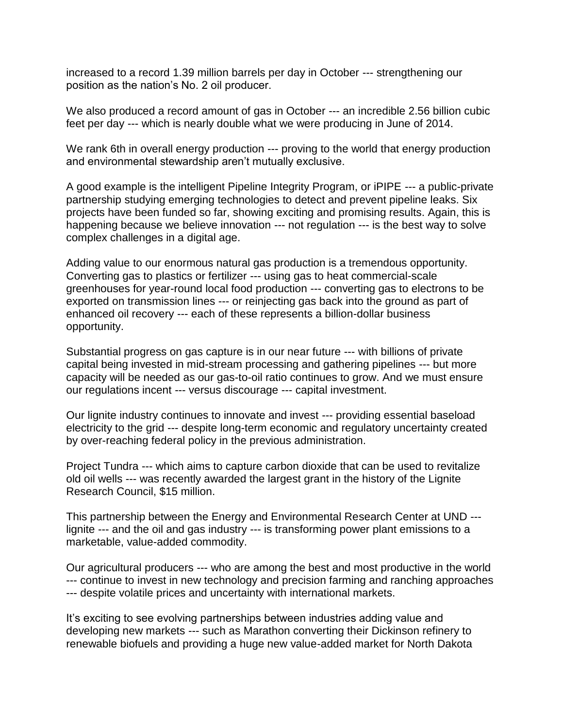increased to a record 1.39 million barrels per day in October --- strengthening our position as the nation's No. 2 oil producer.

We also produced a record amount of gas in October --- an incredible 2.56 billion cubic feet per day --- which is nearly double what we were producing in June of 2014.

We rank 6th in overall energy production --- proving to the world that energy production and environmental stewardship aren't mutually exclusive.

A good example is the intelligent Pipeline Integrity Program, or iPIPE --- a public-private partnership studying emerging technologies to detect and prevent pipeline leaks. Six projects have been funded so far, showing exciting and promising results. Again, this is happening because we believe innovation --- not regulation --- is the best way to solve complex challenges in a digital age.

Adding value to our enormous natural gas production is a tremendous opportunity. Converting gas to plastics or fertilizer --- using gas to heat commercial-scale greenhouses for year-round local food production --- converting gas to electrons to be exported on transmission lines --- or reinjecting gas back into the ground as part of enhanced oil recovery --- each of these represents a billion-dollar business opportunity.

Substantial progress on gas capture is in our near future --- with billions of private capital being invested in mid-stream processing and gathering pipelines --- but more capacity will be needed as our gas-to-oil ratio continues to grow. And we must ensure our regulations incent --- versus discourage --- capital investment.

Our lignite industry continues to innovate and invest --- providing essential baseload electricity to the grid --- despite long-term economic and regulatory uncertainty created by over-reaching federal policy in the previous administration.

Project Tundra --- which aims to capture carbon dioxide that can be used to revitalize old oil wells --- was recently awarded the largest grant in the history of the Lignite Research Council, $15 million.

This partnership between the Energy and Environmental Research Center at UND --- lignite --- and the oil and gas industry --- is transforming power plant emissions to a marketable, value-added commodity.

Our agricultural producers --- who are among the best and most productive in the world --- continue to invest in new technology and precision farming and ranching approaches --- despite volatile prices and uncertainty with international markets.

It's exciting to see evolving partnerships between industries adding value and developing new markets --- such as Marathon converting their Dickinson refinery to renewable biofuels and providing a huge new value-added market for North Dakota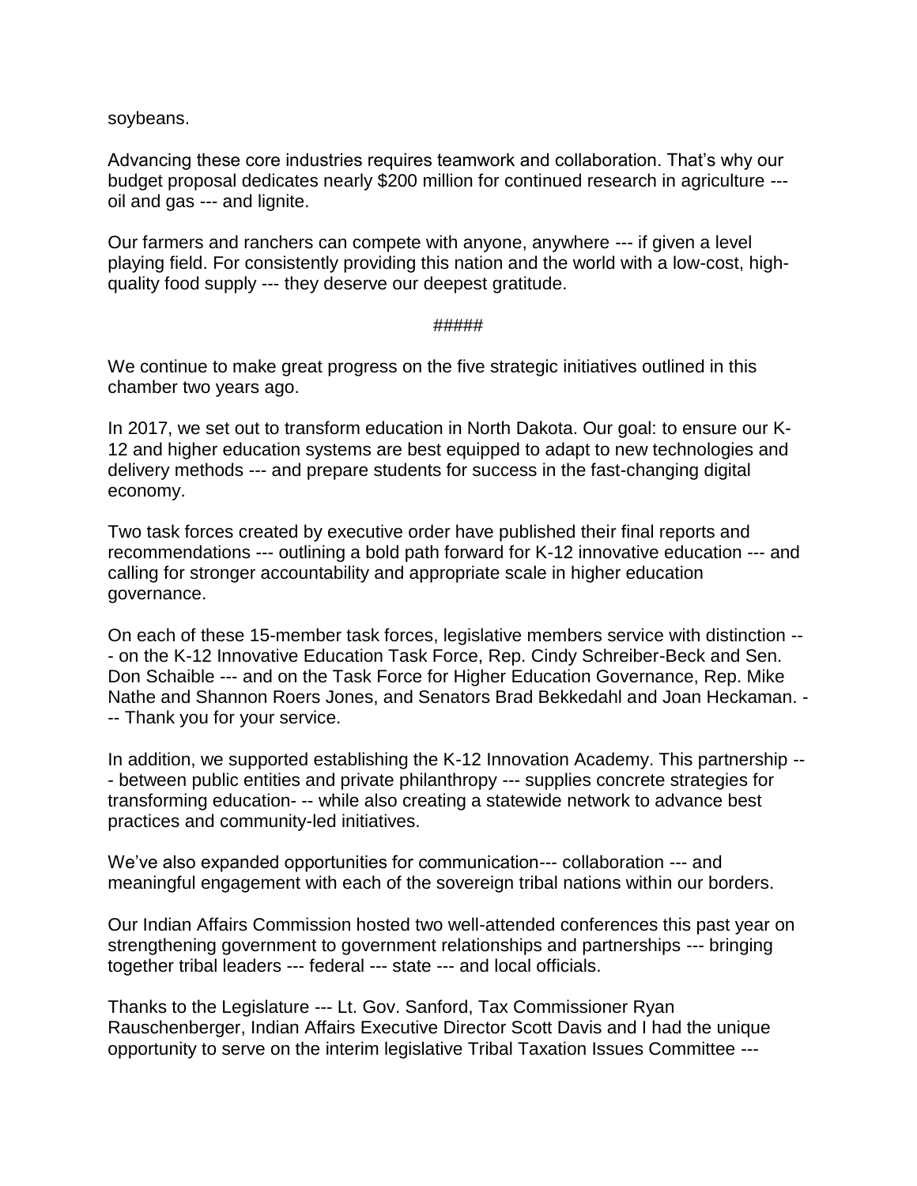soybeans.

Advancing these core industries requires teamwork and collaboration. That's why our budget proposal dedicates nearly $200 million for continued research in agriculture --- oil and gas --- and lignite.

Our farmers and ranchers can compete with anyone, anywhere --- if given a level playing field. For consistently providing this nation and the world with a low-cost, high-quality food supply --- they deserve our deepest gratitude.

#####

We continue to make great progress on the five strategic initiatives outlined in this chamber two years ago.

In 2017, we set out to transform education in North Dakota. Our goal: to ensure our K-12 and higher education systems are best equipped to adapt to new technologies and delivery methods --- and prepare students for success in the fast-changing digital economy.

Two task forces created by executive order have published their final reports and recommendations --- outlining a bold path forward for K-12 innovative education --- and calling for stronger accountability and appropriate scale in higher education governance.

On each of these 15-member task forces, legislative members service with distinction --- on the K-12 Innovative Education Task Force, Rep. Cindy Schreiber-Beck and Sen. Don Schaible --- and on the Task Force for Higher Education Governance, Rep. Mike Nathe and Shannon Roers Jones, and Senators Brad Bekkedahl and Joan Heckaman. --- Thank you for your service.

In addition, we supported establishing the K-12 Innovation Academy. This partnership --- between public entities and private philanthropy --- supplies concrete strategies for transforming education- -- while also creating a statewide network to advance best practices and community-led initiatives.

We've also expanded opportunities for communication--- collaboration --- and meaningful engagement with each of the sovereign tribal nations within our borders.

Our Indian Affairs Commission hosted two well-attended conferences this past year on strengthening government to government relationships and partnerships --- bringing together tribal leaders --- federal --- state --- and local officials.

Thanks to the Legislature --- Lt. Gov. Sanford, Tax Commissioner Ryan Rauschenberger, Indian Affairs Executive Director Scott Davis and I had the unique opportunity to serve on the interim legislative Tribal Taxation Issues Committee ---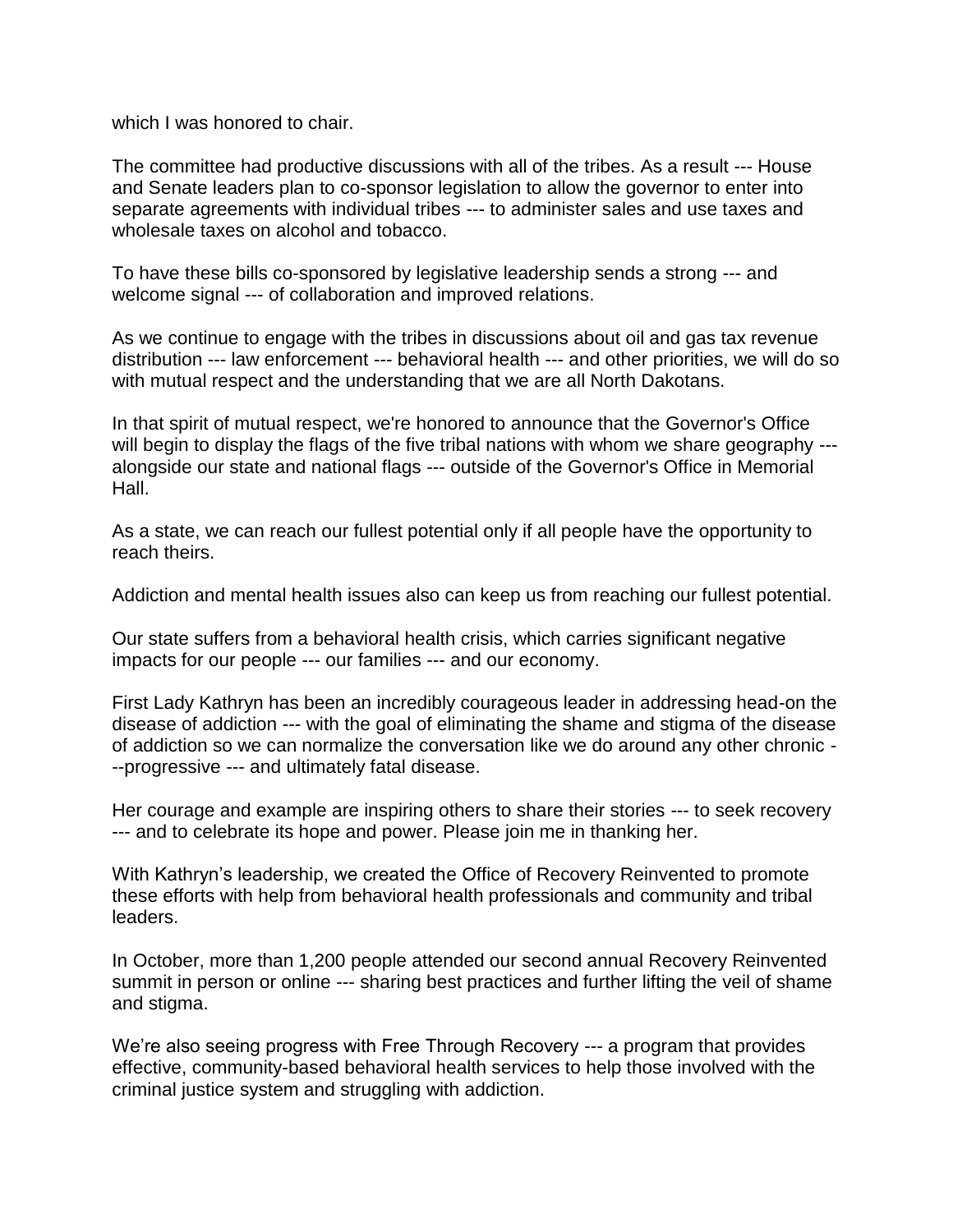which I was honored to chair.

The committee had productive discussions with all of the tribes. As a result --- House and Senate leaders plan to co-sponsor legislation to allow the governor to enter into separate agreements with individual tribes --- to administer sales and use taxes and wholesale taxes on alcohol and tobacco.

To have these bills co-sponsored by legislative leadership sends a strong --- and welcome signal --- of collaboration and improved relations.

As we continue to engage with the tribes in discussions about oil and gas tax revenue distribution --- law enforcement --- behavioral health --- and other priorities, we will do so with mutual respect and the understanding that we are all North Dakotans.

In that spirit of mutual respect, we're honored to announce that the Governor's Office will begin to display the flags of the five tribal nations with whom we share geography --- alongside our state and national flags --- outside of the Governor's Office in Memorial Hall.

As a state, we can reach our fullest potential only if all people have the opportunity to reach theirs.

Addiction and mental health issues also can keep us from reaching our fullest potential.

Our state suffers from a behavioral health crisis, which carries significant negative impacts for our people --- our families --- and our economy.

First Lady Kathryn has been an incredibly courageous leader in addressing head-on the disease of addiction --- with the goal of eliminating the shame and stigma of the disease of addiction so we can normalize the conversation like we do around any other chronic ---progressive --- and ultimately fatal disease.

Her courage and example are inspiring others to share their stories --- to seek recovery --- and to celebrate its hope and power. Please join me in thanking her.

With Kathryn's leadership, we created the Office of Recovery Reinvented to promote these efforts with help from behavioral health professionals and community and tribal leaders.

In October, more than 1,200 people attended our second annual Recovery Reinvented summit in person or online --- sharing best practices and further lifting the veil of shame and stigma.

We're also seeing progress with Free Through Recovery --- a program that provides effective, community-based behavioral health services to help those involved with the criminal justice system and struggling with addiction.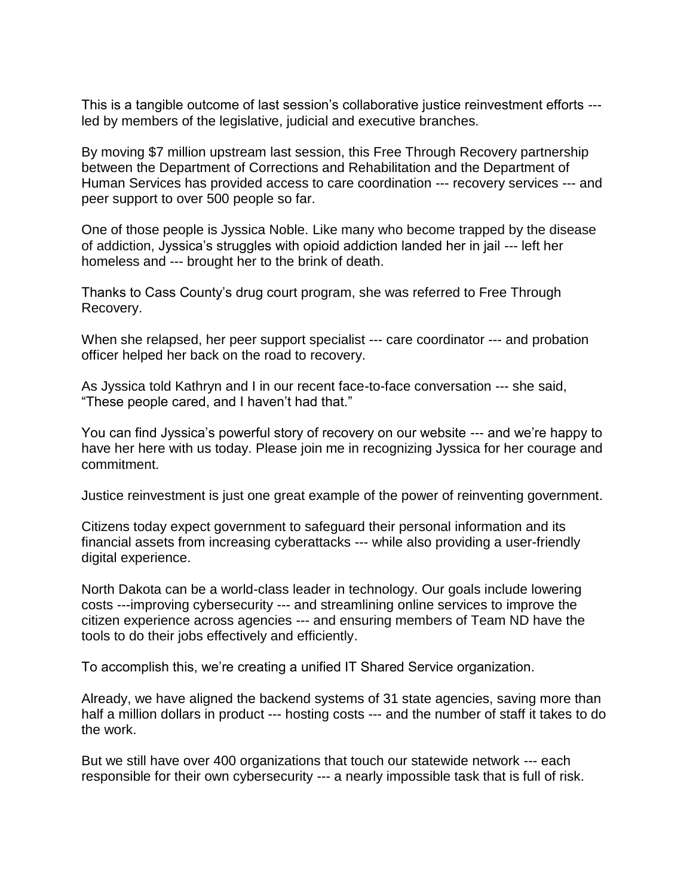This is a tangible outcome of last session's collaborative justice reinvestment efforts --- led by members of the legislative, judicial and executive branches.

By moving $7 million upstream last session, this Free Through Recovery partnership between the Department of Corrections and Rehabilitation and the Department of Human Services has provided access to care coordination --- recovery services --- and peer support to over 500 people so far.

One of those people is Jyssica Noble. Like many who become trapped by the disease of addiction, Jyssica's struggles with opioid addiction landed her in jail --- left her homeless and --- brought her to the brink of death.

Thanks to Cass County's drug court program, she was referred to Free Through Recovery.

When she relapsed, her peer support specialist --- care coordinator --- and probation officer helped her back on the road to recovery.

As Jyssica told Kathryn and I in our recent face-to-face conversation --- she said, "These people cared, and I haven't had that."

You can find Jyssica's powerful story of recovery on our website --- and we're happy to have her here with us today. Please join me in recognizing Jyssica for her courage and commitment.

Justice reinvestment is just one great example of the power of reinventing government.

Citizens today expect government to safeguard their personal information and its financial assets from increasing cyberattacks --- while also providing a user-friendly digital experience.

North Dakota can be a world-class leader in technology. Our goals include lowering costs ---improving cybersecurity --- and streamlining online services to improve the citizen experience across agencies --- and ensuring members of Team ND have the tools to do their jobs effectively and efficiently.

To accomplish this, we're creating a unified IT Shared Service organization.

Already, we have aligned the backend systems of 31 state agencies, saving more than half a million dollars in product --- hosting costs --- and the number of staff it takes to do the work.

But we still have over 400 organizations that touch our statewide network --- each responsible for their own cybersecurity --- a nearly impossible task that is full of risk.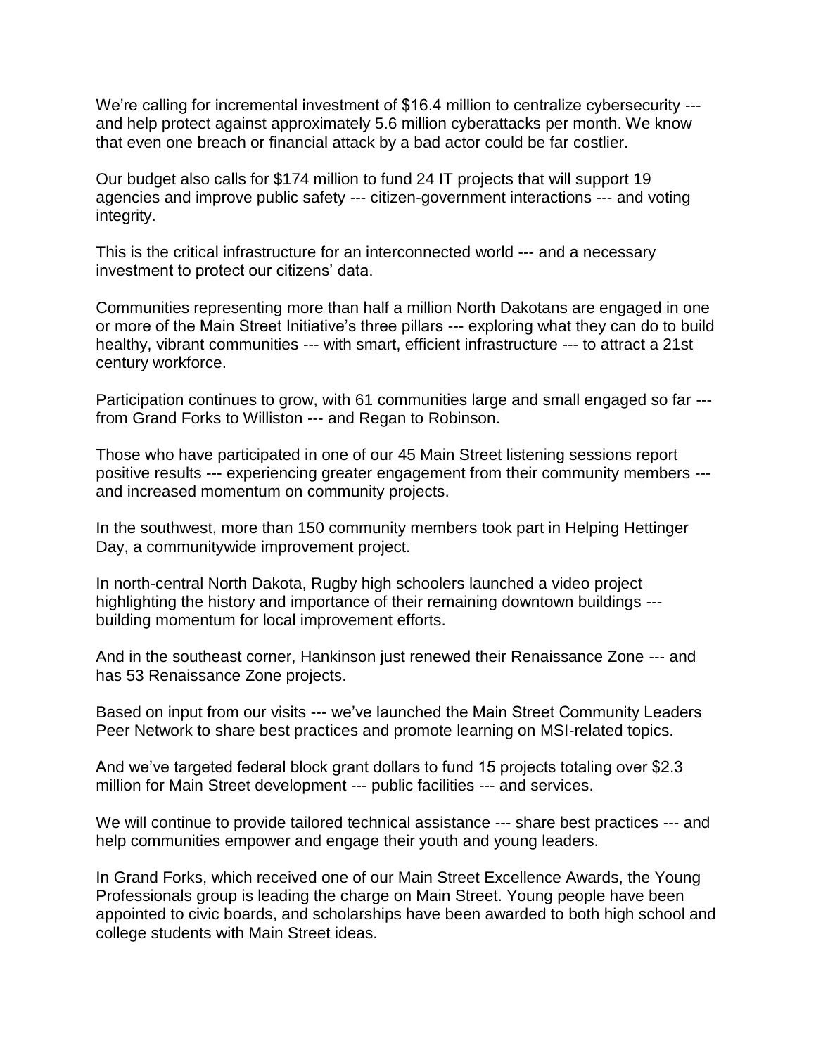We're calling for incremental investment of \$16.4 million to centralize cybersecurity --- and help protect against approximately 5.6 million cyberattacks per month. We know that even one breach or financial attack by a bad actor could be far costlier.

Our budget also calls for \$174 million to fund 24 IT projects that will support 19 agencies and improve public safety --- citizen-government interactions --- and voting integrity.

This is the critical infrastructure for an interconnected world --- and a necessary investment to protect our citizens' data.

Communities representing more than half a million North Dakotans are engaged in one or more of the Main Street Initiative's three pillars --- exploring what they can do to build healthy, vibrant communities --- with smart, efficient infrastructure --- to attract a 21st century workforce.

Participation continues to grow, with 61 communities large and small engaged so far --- from Grand Forks to Williston --- and Regan to Robinson.

Those who have participated in one of our 45 Main Street listening sessions report positive results --- experiencing greater engagement from their community members --- and increased momentum on community projects.

In the southwest, more than 150 community members took part in Helping Hettinger Day, a communitywide improvement project.

In north-central North Dakota, Rugby high schoolers launched a video project highlighting the history and importance of their remaining downtown buildings --- building momentum for local improvement efforts.

And in the southeast corner, Hankinson just renewed their Renaissance Zone --- and has 53 Renaissance Zone projects.

Based on input from our visits --- we've launched the Main Street Community Leaders Peer Network to share best practices and promote learning on MSI-related topics.

And we've targeted federal block grant dollars to fund 15 projects totaling over \$2.3 million for Main Street development --- public facilities --- and services.

We will continue to provide tailored technical assistance --- share best practices --- and help communities empower and engage their youth and young leaders.

In Grand Forks, which received one of our Main Street Excellence Awards, the Young Professionals group is leading the charge on Main Street. Young people have been appointed to civic boards, and scholarships have been awarded to both high school and college students with Main Street ideas.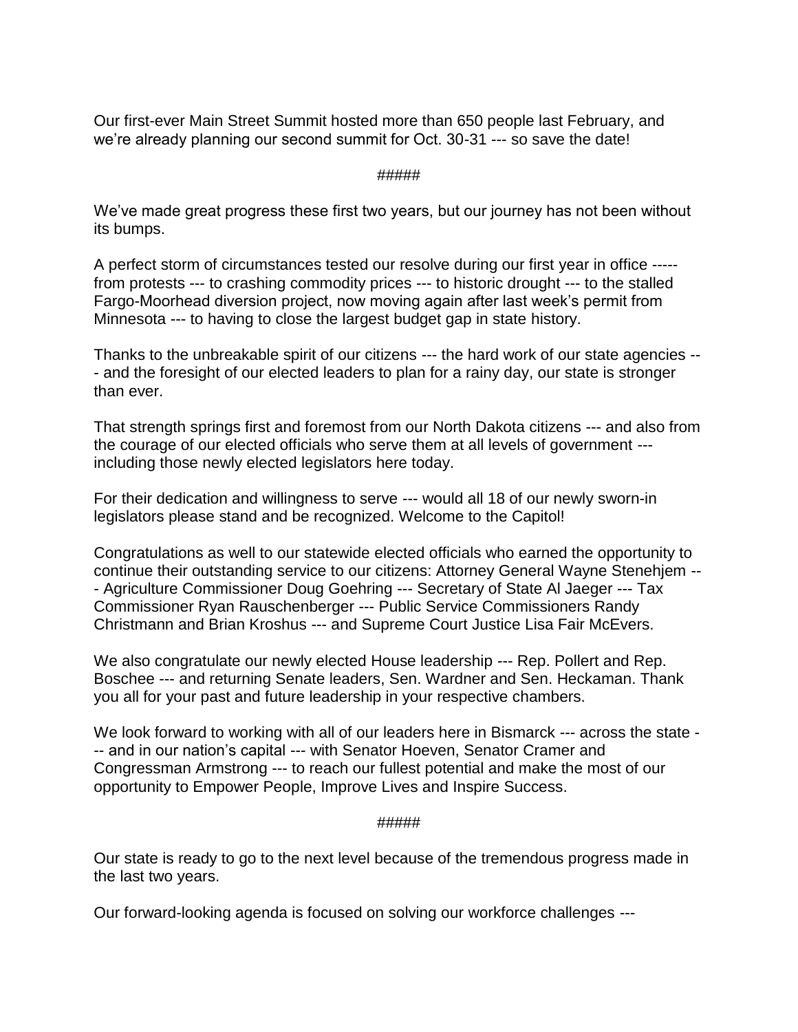Our first-ever Main Street Summit hosted more than 650 people last February, and we're already planning our second summit for Oct. 30-31 --- so save the date!

#####

We've made great progress these first two years, but our journey has not been without its bumps.

A perfect storm of circumstances tested our resolve during our first year in office ----- from protests --- to crashing commodity prices --- to historic drought --- to the stalled Fargo-Moorhead diversion project, now moving again after last week's permit from Minnesota --- to having to close the largest budget gap in state history.

Thanks to the unbreakable spirit of our citizens --- the hard work of our state agencies --- and the foresight of our elected leaders to plan for a rainy day, our state is stronger than ever.

That strength springs first and foremost from our North Dakota citizens --- and also from the courage of our elected officials who serve them at all levels of government --- including those newly elected legislators here today.

For their dedication and willingness to serve --- would all 18 of our newly sworn-in legislators please stand and be recognized. Welcome to the Capitol!

Congratulations as well to our statewide elected officials who earned the opportunity to continue their outstanding service to our citizens: Attorney General Wayne Stenehjem --- Agriculture Commissioner Doug Goehring --- Secretary of State Al Jaeger --- Tax Commissioner Ryan Rauschenberger --- Public Service Commissioners Randy Christmann and Brian Kroshus --- and Supreme Court Justice Lisa Fair McEvers.

We also congratulate our newly elected House leadership --- Rep. Pollert and Rep. Boschee --- and returning Senate leaders, Sen. Wardner and Sen. Heckaman. Thank you all for your past and future leadership in your respective chambers.

We look forward to working with all of our leaders here in Bismarck --- across the state --- and in our nation's capital --- with Senator Hoeven, Senator Cramer and Congressman Armstrong --- to reach our fullest potential and make the most of our opportunity to Empower People, Improve Lives and Inspire Success.

#####

Our state is ready to go to the next level because of the tremendous progress made in the last two years.

Our forward-looking agenda is focused on solving our workforce challenges ---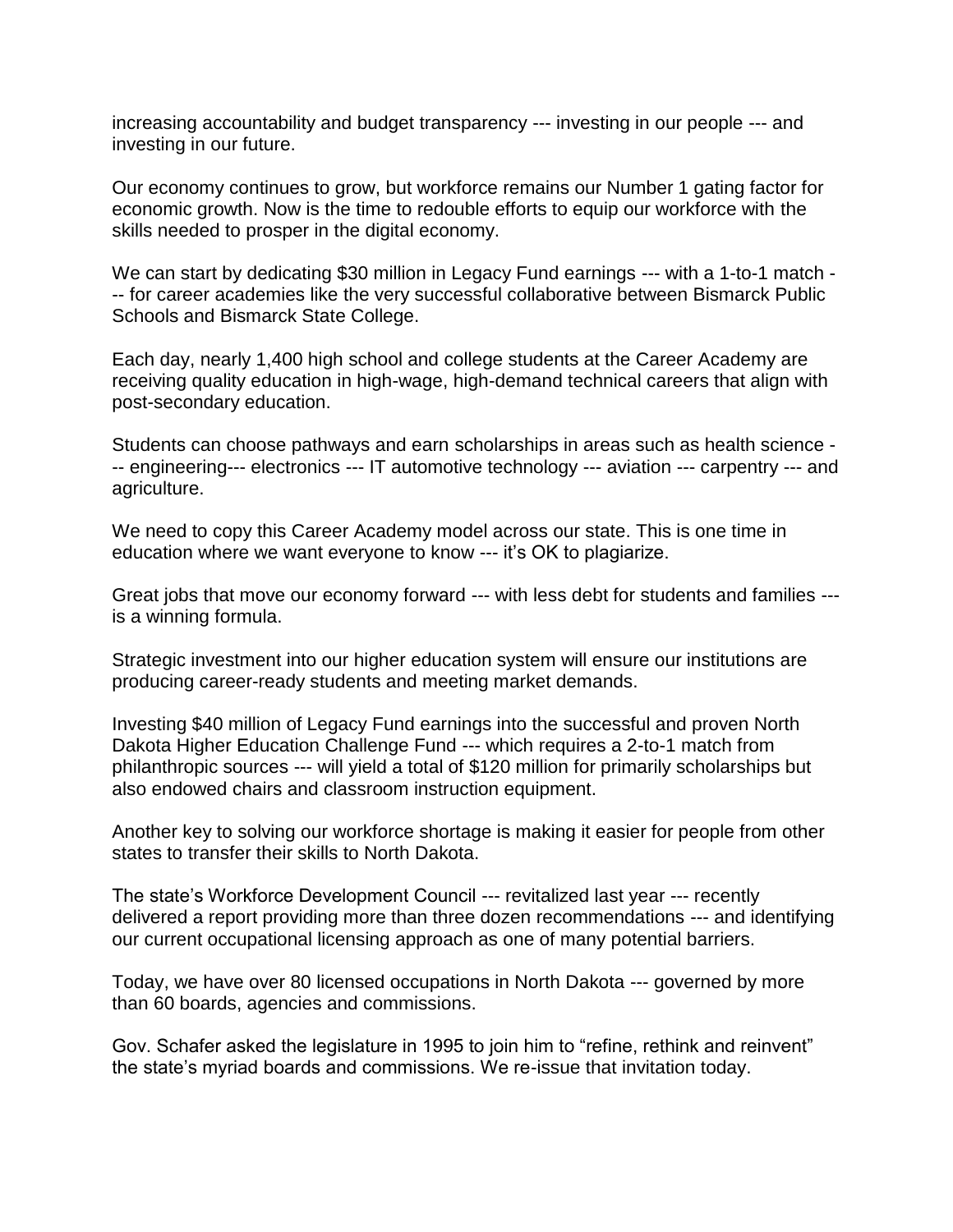increasing accountability and budget transparency --- investing in our people --- and investing in our future.

Our economy continues to grow, but workforce remains our Number 1 gating factor for economic growth. Now is the time to redouble efforts to equip our workforce with the skills needed to prosper in the digital economy.

We can start by dedicating $30 million in Legacy Fund earnings --- with a 1-to-1 match --- for career academies like the very successful collaborative between Bismarck Public Schools and Bismarck State College.

Each day, nearly 1,400 high school and college students at the Career Academy are receiving quality education in high-wage, high-demand technical careers that align with post-secondary education.

Students can choose pathways and earn scholarships in areas such as health science --- engineering--- electronics --- IT automotive technology --- aviation --- carpentry --- and agriculture.

We need to copy this Career Academy model across our state. This is one time in education where we want everyone to know --- it's OK to plagiarize.

Great jobs that move our economy forward --- with less debt for students and families --- is a winning formula.

Strategic investment into our higher education system will ensure our institutions are producing career-ready students and meeting market demands.

Investing $40 million of Legacy Fund earnings into the successful and proven North Dakota Higher Education Challenge Fund --- which requires a 2-to-1 match from philanthropic sources --- will yield a total of $120 million for primarily scholarships but also endowed chairs and classroom instruction equipment.

Another key to solving our workforce shortage is making it easier for people from other states to transfer their skills to North Dakota.

The state's Workforce Development Council --- revitalized last year --- recently delivered a report providing more than three dozen recommendations --- and identifying our current occupational licensing approach as one of many potential barriers.

Today, we have over 80 licensed occupations in North Dakota --- governed by more than 60 boards, agencies and commissions.

Gov. Schafer asked the legislature in 1995 to join him to "refine, rethink and reinvent" the state's myriad boards and commissions. We re-issue that invitation today.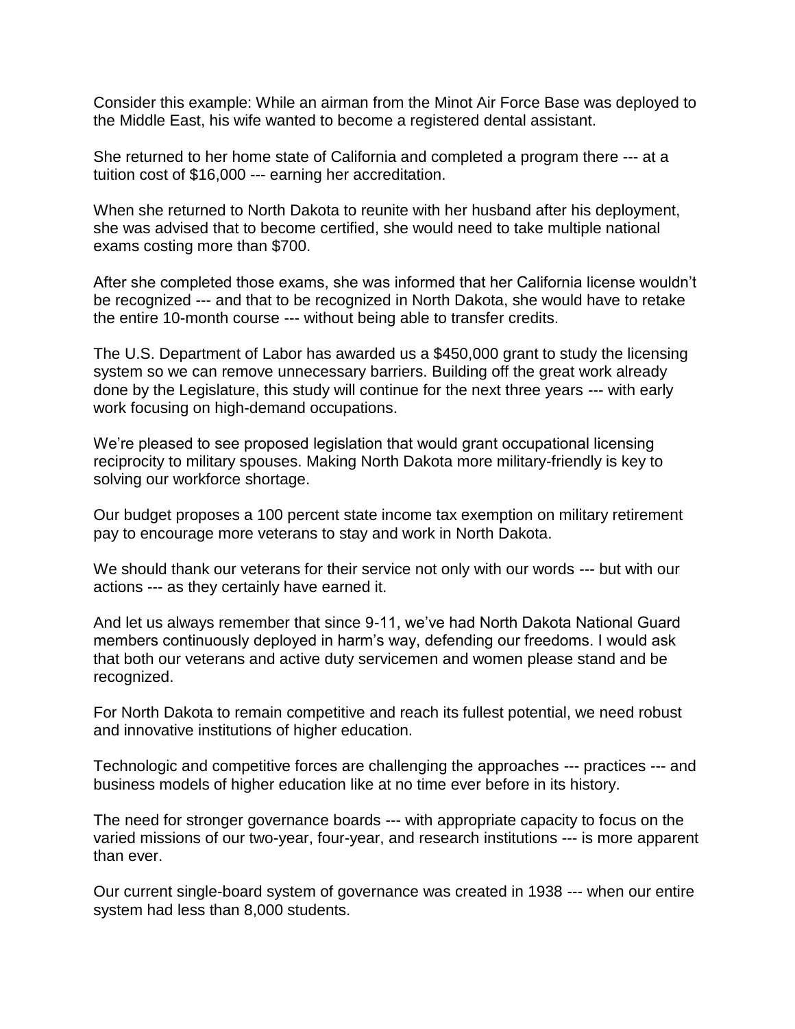Consider this example: While an airman from the Minot Air Force Base was deployed to the Middle East, his wife wanted to become a registered dental assistant.

She returned to her home state of California and completed a program there --- at a tuition cost of $16,000 --- earning her accreditation.

When she returned to North Dakota to reunite with her husband after his deployment, she was advised that to become certified, she would need to take multiple national exams costing more than $700.

After she completed those exams, she was informed that her California license wouldn't be recognized --- and that to be recognized in North Dakota, she would have to retake the entire 10-month course --- without being able to transfer credits.

The U.S. Department of Labor has awarded us a $450,000 grant to study the licensing system so we can remove unnecessary barriers. Building off the great work already done by the Legislature, this study will continue for the next three years --- with early work focusing on high-demand occupations.

We're pleased to see proposed legislation that would grant occupational licensing reciprocity to military spouses. Making North Dakota more military-friendly is key to solving our workforce shortage.

Our budget proposes a 100 percent state income tax exemption on military retirement pay to encourage more veterans to stay and work in North Dakota.

We should thank our veterans for their service not only with our words --- but with our actions --- as they certainly have earned it.

And let us always remember that since 9-11, we've had North Dakota National Guard members continuously deployed in harm's way, defending our freedoms. I would ask that both our veterans and active duty servicemen and women please stand and be recognized.

For North Dakota to remain competitive and reach its fullest potential, we need robust and innovative institutions of higher education.

Technologic and competitive forces are challenging the approaches --- practices --- and business models of higher education like at no time ever before in its history.

The need for stronger governance boards --- with appropriate capacity to focus on the varied missions of our two-year, four-year, and research institutions --- is more apparent than ever.

Our current single-board system of governance was created in 1938 --- when our entire system had less than 8,000 students.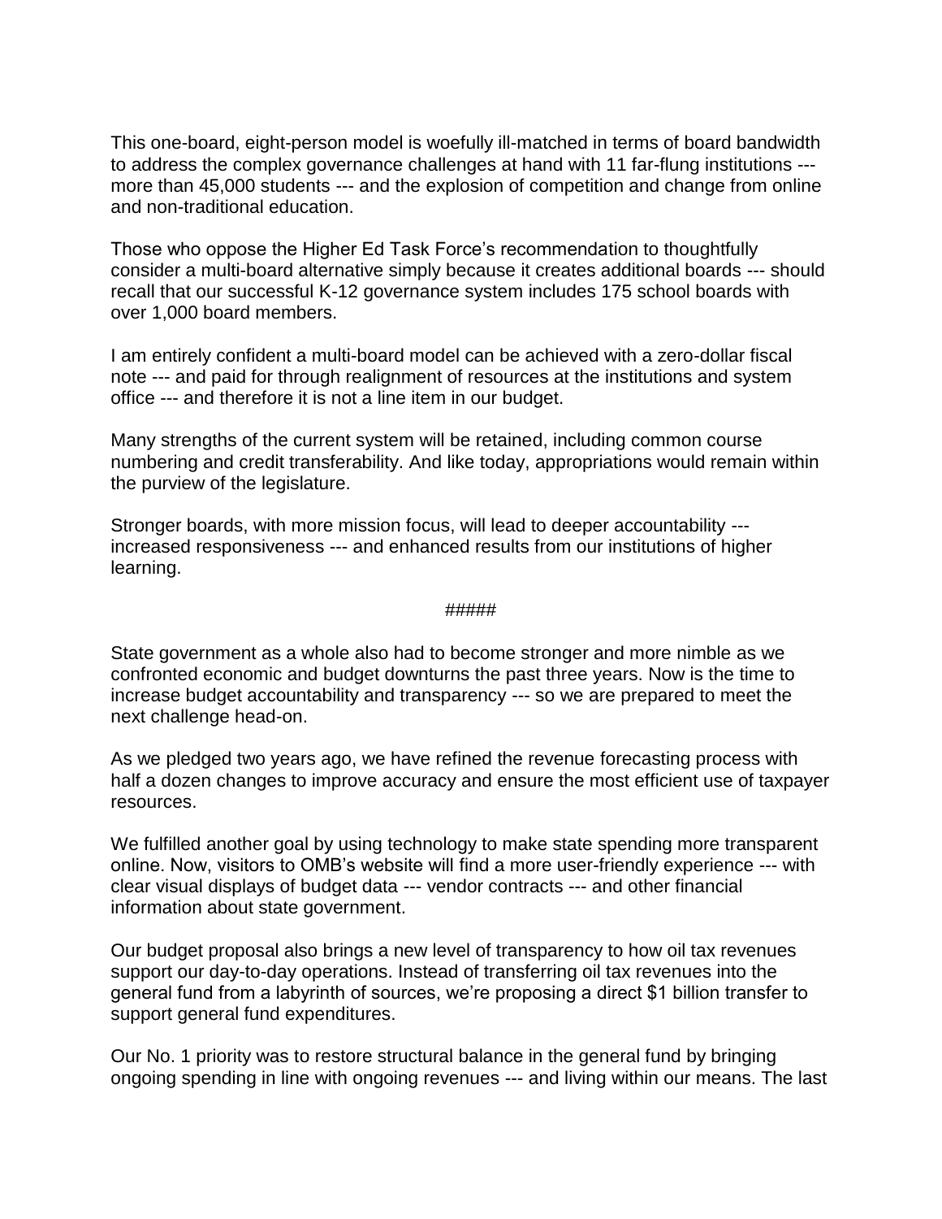This one-board, eight-person model is woefully ill-matched in terms of board bandwidth to address the complex governance challenges at hand with 11 far-flung institutions --- more than 45,000 students --- and the explosion of competition and change from online and non-traditional education.

Those who oppose the Higher Ed Task Force's recommendation to thoughtfully consider a multi-board alternative simply because it creates additional boards --- should recall that our successful K-12 governance system includes 175 school boards with over 1,000 board members.

I am entirely confident a multi-board model can be achieved with a zero-dollar fiscal note --- and paid for through realignment of resources at the institutions and system office --- and therefore it is not a line item in our budget.

Many strengths of the current system will be retained, including common course numbering and credit transferability. And like today, appropriations would remain within the purview of the legislature.

Stronger boards, with more mission focus, will lead to deeper accountability --- increased responsiveness --- and enhanced results from our institutions of higher learning.

#####

State government as a whole also had to become stronger and more nimble as we confronted economic and budget downturns the past three years. Now is the time to increase budget accountability and transparency --- so we are prepared to meet the next challenge head-on.

As we pledged two years ago, we have refined the revenue forecasting process with half a dozen changes to improve accuracy and ensure the most efficient use of taxpayer resources.

We fulfilled another goal by using technology to make state spending more transparent online. Now, visitors to OMB's website will find a more user-friendly experience --- with clear visual displays of budget data --- vendor contracts --- and other financial information about state government.

Our budget proposal also brings a new level of transparency to how oil tax revenues support our day-to-day operations. Instead of transferring oil tax revenues into the general fund from a labyrinth of sources, we're proposing a direct $1 billion transfer to support general fund expenditures.

Our No. 1 priority was to restore structural balance in the general fund by bringing ongoing spending in line with ongoing revenues --- and living within our means. The last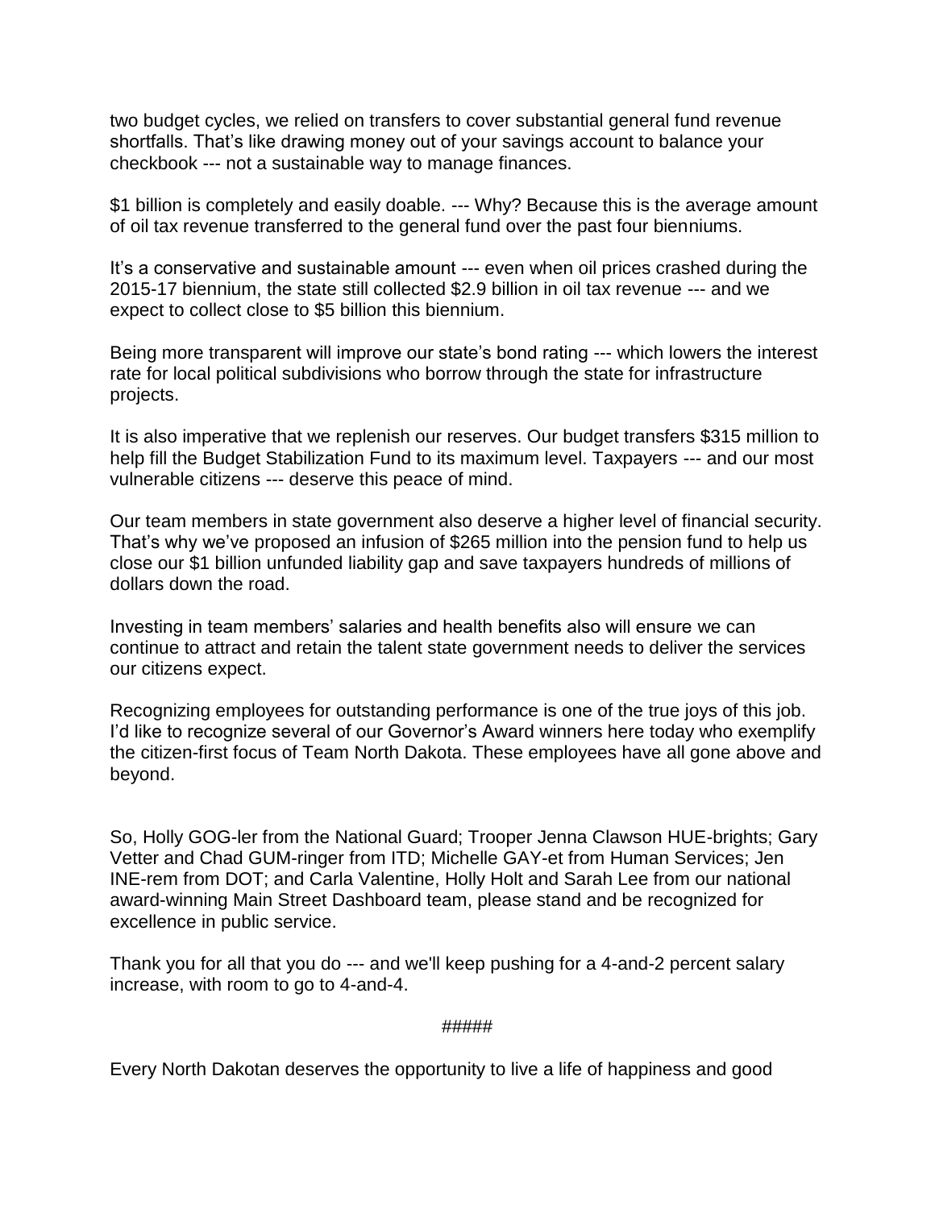two budget cycles, we relied on transfers to cover substantial general fund revenue shortfalls. That's like drawing money out of your savings account to balance your checkbook --- not a sustainable way to manage finances.

$1 billion is completely and easily doable. --- Why? Because this is the average amount of oil tax revenue transferred to the general fund over the past four bienniums.

It's a conservative and sustainable amount --- even when oil prices crashed during the 2015-17 biennium, the state still collected $2.9 billion in oil tax revenue --- and we expect to collect close to $5 billion this biennium.

Being more transparent will improve our state's bond rating --- which lowers the interest rate for local political subdivisions who borrow through the state for infrastructure projects.

It is also imperative that we replenish our reserves. Our budget transfers $315 million to help fill the Budget Stabilization Fund to its maximum level. Taxpayers --- and our most vulnerable citizens --- deserve this peace of mind.

Our team members in state government also deserve a higher level of financial security. That's why we've proposed an infusion of $265 million into the pension fund to help us close our $1 billion unfunded liability gap and save taxpayers hundreds of millions of dollars down the road.

Investing in team members' salaries and health benefits also will ensure we can continue to attract and retain the talent state government needs to deliver the services our citizens expect.

Recognizing employees for outstanding performance is one of the true joys of this job. I'd like to recognize several of our Governor's Award winners here today who exemplify the citizen-first focus of Team North Dakota. These employees have all gone above and beyond.

So, Holly GOG-ler from the National Guard; Trooper Jenna Clawson HUE-brights; Gary Vetter and Chad GUM-ringer from ITD; Michelle GAY-et from Human Services; Jen INE-rem from DOT; and Carla Valentine, Holly Holt and Sarah Lee from our national award-winning Main Street Dashboard team, please stand and be recognized for excellence in public service.

Thank you for all that you do --- and we'll keep pushing for a 4-and-2 percent salary increase, with room to go to 4-and-4.

#####

Every North Dakotan deserves the opportunity to live a life of happiness and good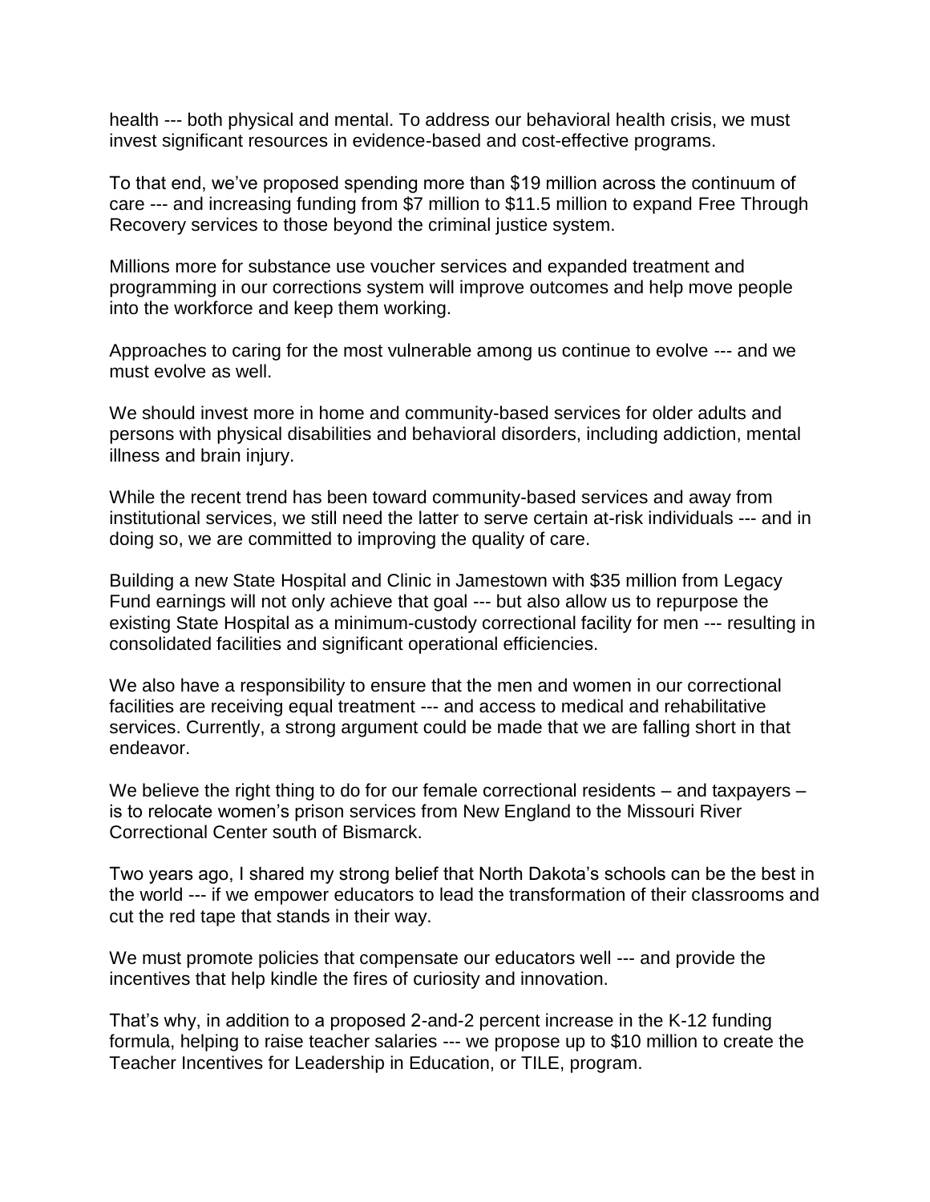health --- both physical and mental. To address our behavioral health crisis, we must invest significant resources in evidence-based and cost-effective programs.

To that end, we've proposed spending more than $19 million across the continuum of care --- and increasing funding from $7 million to $11.5 million to expand Free Through Recovery services to those beyond the criminal justice system.

Millions more for substance use voucher services and expanded treatment and programming in our corrections system will improve outcomes and help move people into the workforce and keep them working.

Approaches to caring for the most vulnerable among us continue to evolve --- and we must evolve as well.

We should invest more in home and community-based services for older adults and persons with physical disabilities and behavioral disorders, including addiction, mental illness and brain injury.

While the recent trend has been toward community-based services and away from institutional services, we still need the latter to serve certain at-risk individuals --- and in doing so, we are committed to improving the quality of care.

Building a new State Hospital and Clinic in Jamestown with $35 million from Legacy Fund earnings will not only achieve that goal --- but also allow us to repurpose the existing State Hospital as a minimum-custody correctional facility for men --- resulting in consolidated facilities and significant operational efficiencies.

We also have a responsibility to ensure that the men and women in our correctional facilities are receiving equal treatment --- and access to medical and rehabilitative services. Currently, a strong argument could be made that we are falling short in that endeavor.

We believe the right thing to do for our female correctional residents – and taxpayers – is to relocate women's prison services from New England to the Missouri River Correctional Center south of Bismarck.

Two years ago, I shared my strong belief that North Dakota's schools can be the best in the world --- if we empower educators to lead the transformation of their classrooms and cut the red tape that stands in their way.

We must promote policies that compensate our educators well --- and provide the incentives that help kindle the fires of curiosity and innovation.

That's why, in addition to a proposed 2-and-2 percent increase in the K-12 funding formula, helping to raise teacher salaries --- we propose up to $10 million to create the Teacher Incentives for Leadership in Education, or TILE, program.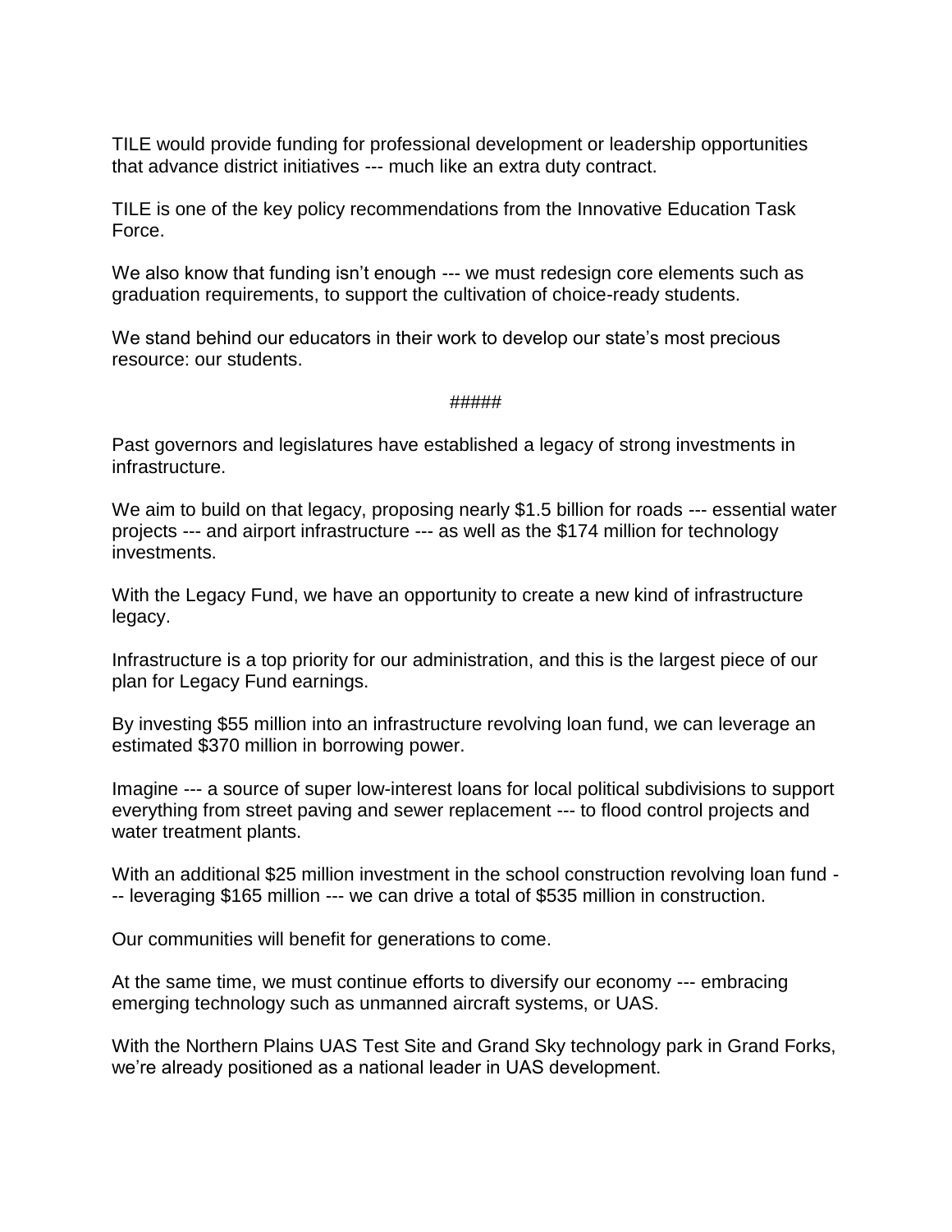TILE would provide funding for professional development or leadership opportunities that advance district initiatives --- much like an extra duty contract.

TILE is one of the key policy recommendations from the Innovative Education Task Force.

We also know that funding isn't enough --- we must redesign core elements such as graduation requirements, to support the cultivation of choice-ready students.

We stand behind our educators in their work to develop our state's most precious resource: our students.

#####

Past governors and legislatures have established a legacy of strong investments in infrastructure.

We aim to build on that legacy, proposing nearly $1.5 billion for roads --- essential water projects --- and airport infrastructure --- as well as the $174 million for technology investments.

With the Legacy Fund, we have an opportunity to create a new kind of infrastructure legacy.

Infrastructure is a top priority for our administration, and this is the largest piece of our plan for Legacy Fund earnings.

By investing $55 million into an infrastructure revolving loan fund, we can leverage an estimated $370 million in borrowing power.

Imagine --- a source of super low-interest loans for local political subdivisions to support everything from street paving and sewer replacement --- to flood control projects and water treatment plants.

With an additional $25 million investment in the school construction revolving loan fund --- leveraging $165 million --- we can drive a total of $535 million in construction.

Our communities will benefit for generations to come.

At the same time, we must continue efforts to diversify our economy --- embracing emerging technology such as unmanned aircraft systems, or UAS.

With the Northern Plains UAS Test Site and Grand Sky technology park in Grand Forks, we're already positioned as a national leader in UAS development.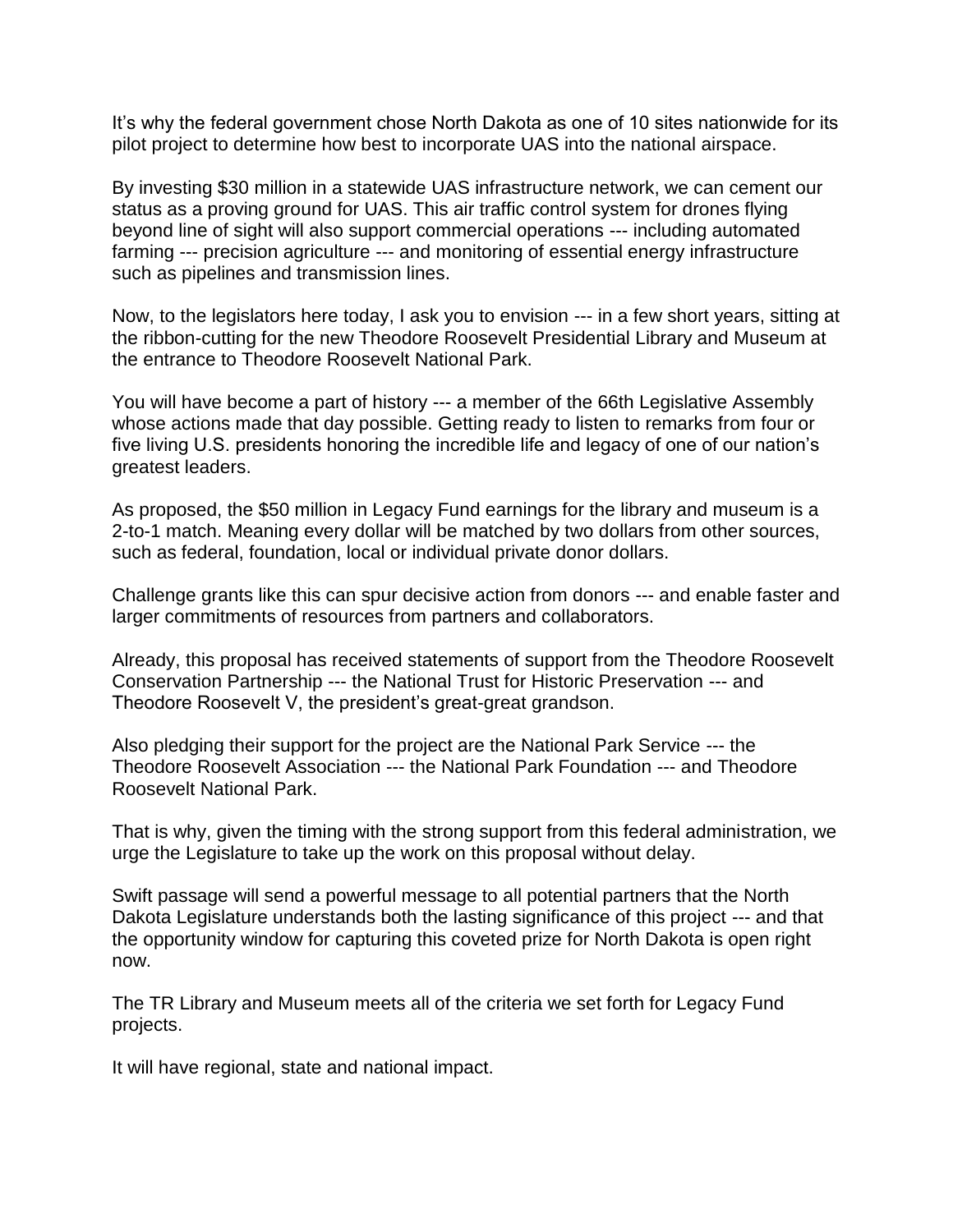It's why the federal government chose North Dakota as one of 10 sites nationwide for its pilot project to determine how best to incorporate UAS into the national airspace.

By investing $30 million in a statewide UAS infrastructure network, we can cement our status as a proving ground for UAS. This air traffic control system for drones flying beyond line of sight will also support commercial operations --- including automated farming --- precision agriculture --- and monitoring of essential energy infrastructure such as pipelines and transmission lines.

Now, to the legislators here today, I ask you to envision --- in a few short years, sitting at the ribbon-cutting for the new Theodore Roosevelt Presidential Library and Museum at the entrance to Theodore Roosevelt National Park.

You will have become a part of history --- a member of the 66th Legislative Assembly whose actions made that day possible. Getting ready to listen to remarks from four or five living U.S. presidents honoring the incredible life and legacy of one of our nation's greatest leaders.

As proposed, the $50 million in Legacy Fund earnings for the library and museum is a 2-to-1 match. Meaning every dollar will be matched by two dollars from other sources, such as federal, foundation, local or individual private donor dollars.

Challenge grants like this can spur decisive action from donors --- and enable faster and larger commitments of resources from partners and collaborators.

Already, this proposal has received statements of support from the Theodore Roosevelt Conservation Partnership --- the National Trust for Historic Preservation --- and Theodore Roosevelt V, the president's great-great grandson.

Also pledging their support for the project are the National Park Service --- the Theodore Roosevelt Association --- the National Park Foundation --- and Theodore Roosevelt National Park.

That is why, given the timing with the strong support from this federal administration, we urge the Legislature to take up the work on this proposal without delay.

Swift passage will send a powerful message to all potential partners that the North Dakota Legislature understands both the lasting significance of this project --- and that the opportunity window for capturing this coveted prize for North Dakota is open right now.

The TR Library and Museum meets all of the criteria we set forth for Legacy Fund projects.

It will have regional, state and national impact.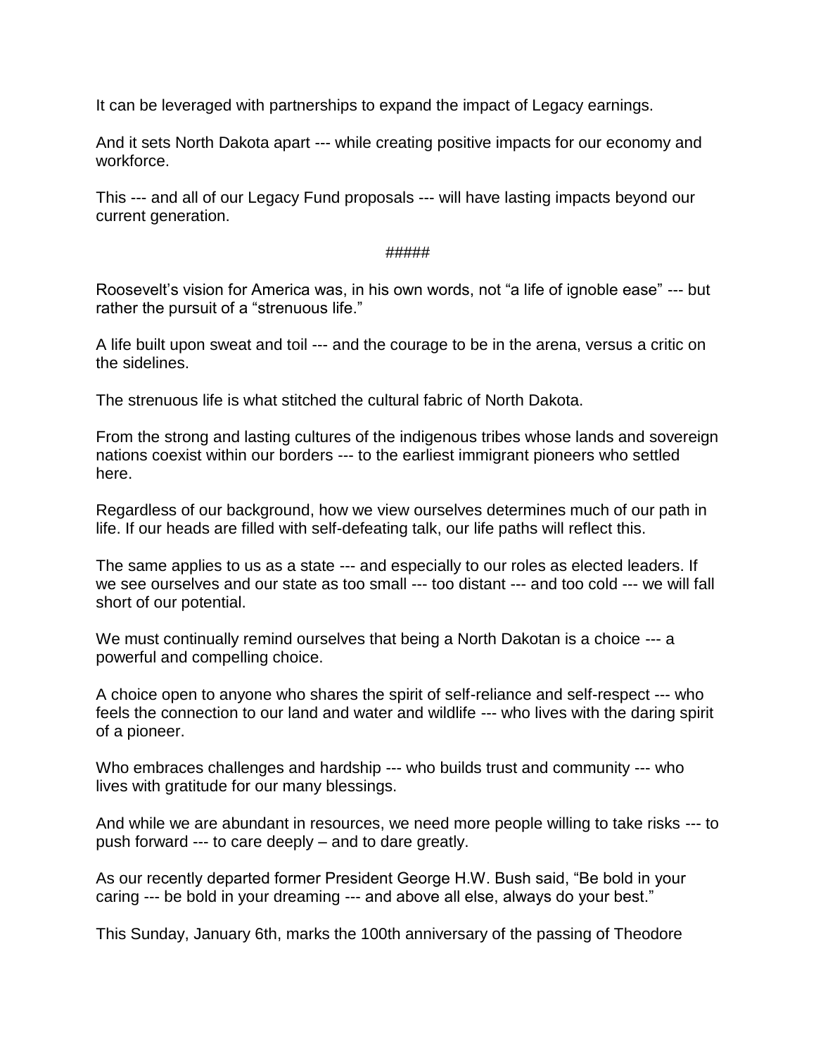It can be leveraged with partnerships to expand the impact of Legacy earnings.

And it sets North Dakota apart --- while creating positive impacts for our economy and workforce.

This --- and all of our Legacy Fund proposals --- will have lasting impacts beyond our current generation.

#####

Roosevelt's vision for America was, in his own words, not "a life of ignoble ease" --- but rather the pursuit of a "strenuous life."

A life built upon sweat and toil --- and the courage to be in the arena, versus a critic on the sidelines.

The strenuous life is what stitched the cultural fabric of North Dakota.

From the strong and lasting cultures of the indigenous tribes whose lands and sovereign nations coexist within our borders --- to the earliest immigrant pioneers who settled here.

Regardless of our background, how we view ourselves determines much of our path in life. If our heads are filled with self-defeating talk, our life paths will reflect this.

The same applies to us as a state --- and especially to our roles as elected leaders. If we see ourselves and our state as too small --- too distant --- and too cold --- we will fall short of our potential.

We must continually remind ourselves that being a North Dakotan is a choice --- a powerful and compelling choice.

A choice open to anyone who shares the spirit of self-reliance and self-respect --- who feels the connection to our land and water and wildlife --- who lives with the daring spirit of a pioneer.

Who embraces challenges and hardship --- who builds trust and community --- who lives with gratitude for our many blessings.

And while we are abundant in resources, we need more people willing to take risks --- to push forward --- to care deeply – and to dare greatly.

As our recently departed former President George H.W. Bush said, "Be bold in your caring --- be bold in your dreaming --- and above all else, always do your best."

This Sunday, January 6th, marks the 100th anniversary of the passing of Theodore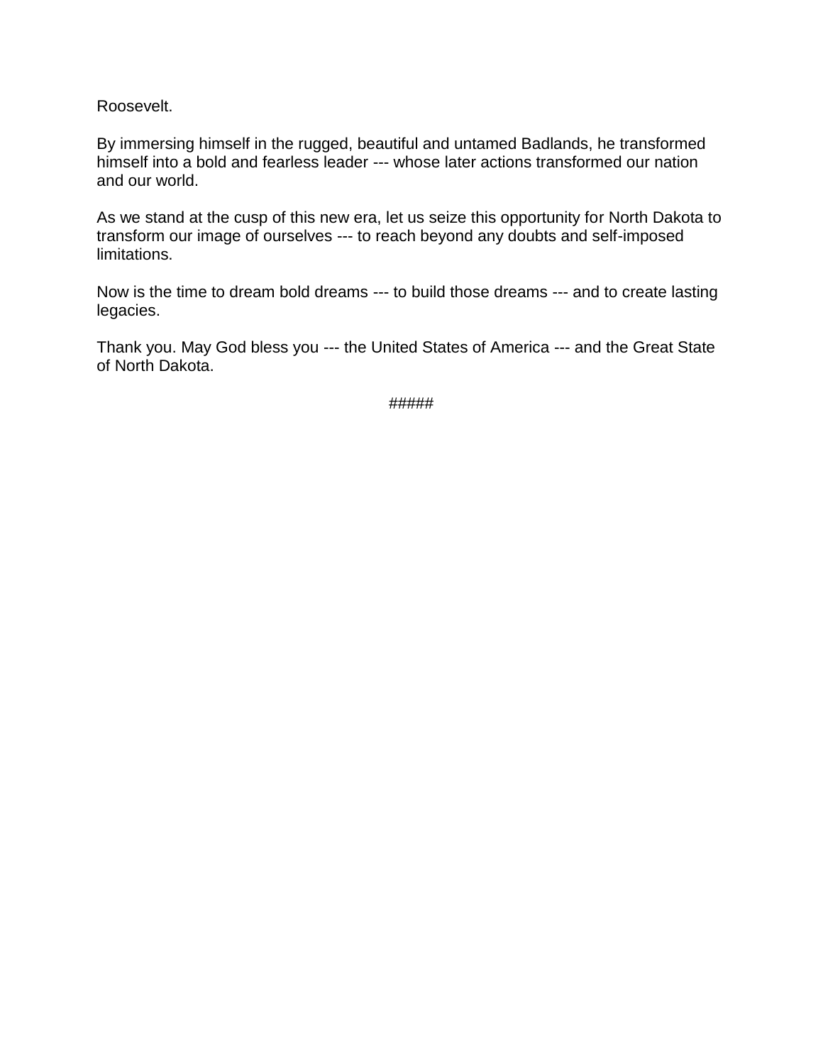Roosevelt.

By immersing himself in the rugged, beautiful and untamed Badlands, he transformed himself into a bold and fearless leader --- whose later actions transformed our nation and our world.

As we stand at the cusp of this new era, let us seize this opportunity for North Dakota to transform our image of ourselves --- to reach beyond any doubts and self-imposed limitations.

Now is the time to dream bold dreams --- to build those dreams --- and to create lasting legacies.

Thank you. May God bless you --- the United States of America --- and the Great State of North Dakota.

#####